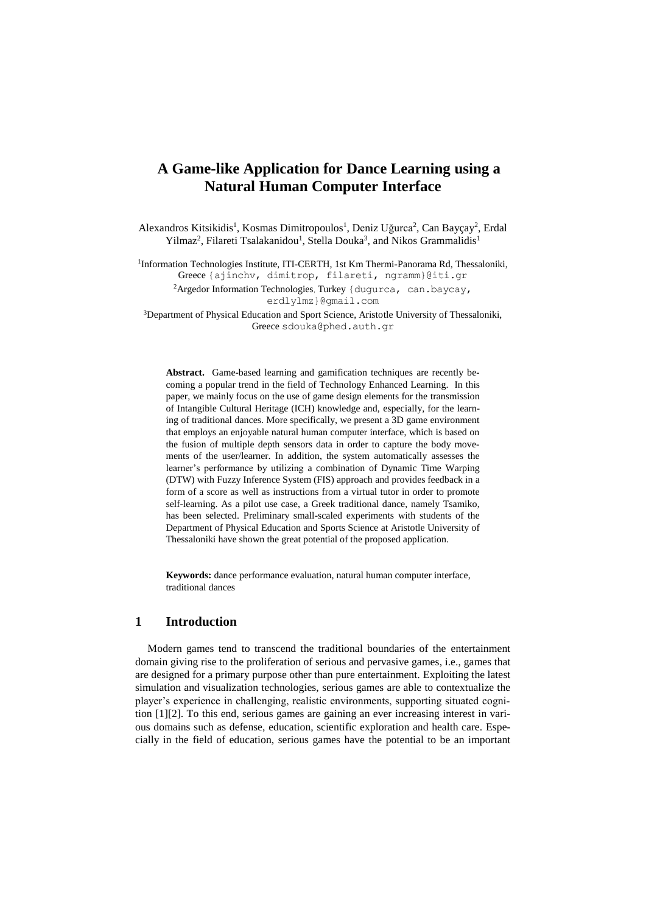# A Game-like Application for Dance Learning using a Natural Human Computer Interface

Alexandros Kitsikidis[1], Kosmas Dimitropoulos[1], Deniz Uğurca[2], Can Bayçay[2], Erdal Yilmaz[2], Filareti Tsalakanidou[1], Stella Douka[3], and Nikos Grammalidis[1]

[1]Information Technologies Institute, ITI-CERTH, 1st Km Thermi-Panorama Rd, Thessaloniki, Greece {ajinchv, dimitrop, filareti, ngramm}@iti.gr

[2]Argedor Information Technologies, Turkey {dugurca, can.baycay, erdlylmz}@gmail.com

[3]Department of Physical Education and Sport Science, Aristotle University of Thessaloniki, Greece sdouka@phed.auth.gr

**Abstract.** Game-based learning and gamification techniques are recently becoming a popular trend in the field of Technology Enhanced Learning. In this paper, we mainly focus on the use of game design elements for the transmission of Intangible Cultural Heritage (ICH) knowledge and, especially, for the learning of traditional dances. More specifically, we present a 3D game environment that employs an enjoyable natural human computer interface, which is based on the fusion of multiple depth sensors data in order to capture the body movements of the user/learner. In addition, the system automatically assesses the learner's performance by utilizing a combination of Dynamic Time Warping (DTW) with Fuzzy Inference System (FIS) approach and provides feedback in a form of a score as well as instructions from a virtual tutor in order to promote self-learning. As a pilot use case, a Greek traditional dance, namely Tsamiko, has been selected. Preliminary small-scaled experiments with students of the Department of Physical Education and Sports Science at Aristotle University of Thessaloniki have shown the great potential of the proposed application.

**Keywords:** dance performance evaluation, natural human computer interface, traditional dances

## 1 Introduction

Modern games tend to transcend the traditional boundaries of the entertainment domain giving rise to the proliferation of serious and pervasive games, i.e., games that are designed for a primary purpose other than pure entertainment. Exploiting the latest simulation and visualization technologies, serious games are able to contextualize the player's experience in challenging, realistic environments, supporting situated cognition [1][2]. To this end, serious games are gaining an ever increasing interest in various domains such as defense, education, scientific exploration and health care. Especially in the field of education, serious games have the potential to be an important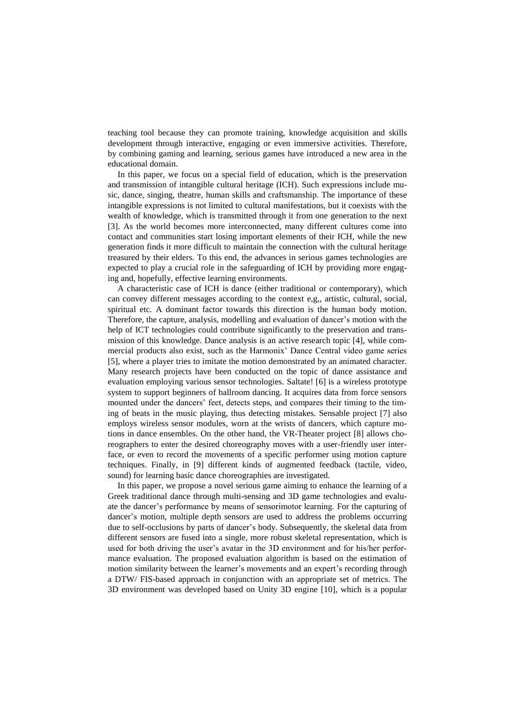teaching tool because they can promote training, knowledge acquisition and skills development through interactive, engaging or even immersive activities. Therefore, by combining gaming and learning, serious games have introduced a new area in the educational domain.

In this paper, we focus on a special field of education, which is the preservation and transmission of intangible cultural heritage (ICH). Such expressions include music, dance, singing, theatre, human skills and craftsmanship. The importance of these intangible expressions is not limited to cultural manifestations, but it coexists with the wealth of knowledge, which is transmitted through it from one generation to the next [3]. As the world becomes more interconnected, many different cultures come into contact and communities start losing important elements of their ICH, while the new generation finds it more difficult to maintain the connection with the cultural heritage treasured by their elders. To this end, the advances in serious games technologies are expected to play a crucial role in the safeguarding of ICH by providing more engaging and, hopefully, effective learning environments.

A characteristic case of ICH is dance (either traditional or contemporary), which can convey different messages according to the context e,g,, artistic, cultural, social, spiritual etc. A dominant factor towards this direction is the human body motion. Therefore, the capture, analysis, modelling and evaluation of dancer's motion with the help of ICT technologies could contribute significantly to the preservation and transmission of this knowledge. Dance analysis is an active research topic [4], while commercial products also exist, such as the Harmonix' Dance Central video game series [5], where a player tries to imitate the motion demonstrated by an animated character. Many research projects have been conducted on the topic of dance assistance and evaluation employing various sensor technologies. Saltate! [6] is a wireless prototype system to support beginners of ballroom dancing. It acquires data from force sensors mounted under the dancers' feet, detects steps, and compares their timing to the timing of beats in the music playing, thus detecting mistakes. Sensable project [7] also employs wireless sensor modules, worn at the wrists of dancers, which capture motions in dance ensembles. On the other hand, the VR-Theater project [8] allows choreographers to enter the desired choreography moves with a user-friendly user interface, or even to record the movements of a specific performer using motion capture techniques. Finally, in [9] different kinds of augmented feedback (tactile, video, sound) for learning basic dance choreographies are investigated.

In this paper, we propose a novel serious game aiming to enhance the learning of a Greek traditional dance through multi-sensing and 3D game technologies and evaluate the dancer's performance by means of sensorimotor learning. For the capturing of dancer's motion, multiple depth sensors are used to address the problems occurring due to self-occlusions by parts of dancer's body. Subsequently, the skeletal data from different sensors are fused into a single, more robust skeletal representation, which is used for both driving the user's avatar in the 3D environment and for his/her performance evaluation. The proposed evaluation algorithm is based on the estimation of motion similarity between the learner's movements and an expert's recording through a DTW/ FIS-based approach in conjunction with an appropriate set of metrics. The 3D environment was developed based on Unity 3D engine [10], which is a popular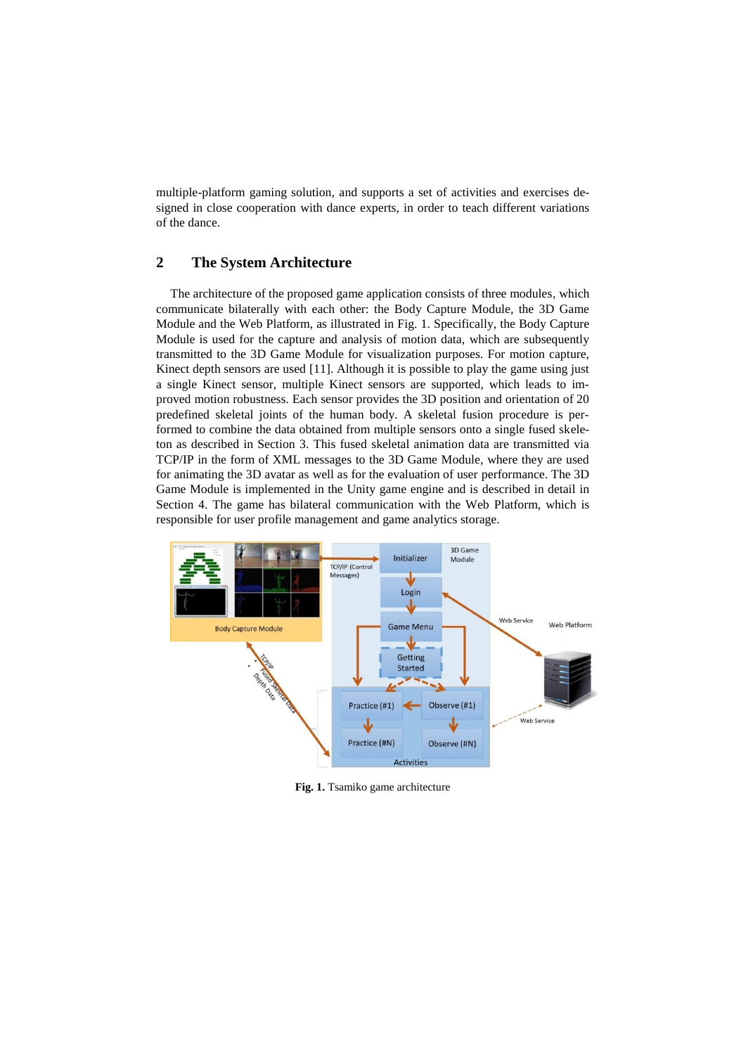multiple-platform gaming solution, and supports a set of activities and exercises designed in close cooperation with dance experts, in order to teach different variations of the dance.

## 2 The System Architecture

The architecture of the proposed game application consists of three modules, which communicate bilaterally with each other: the Body Capture Module, the 3D Game Module and the Web Platform, as illustrated in Fig. 1. Specifically, the Body Capture Module is used for the capture and analysis of motion data, which are subsequently transmitted to the 3D Game Module for visualization purposes. For motion capture, Kinect depth sensors are used [11]. Although it is possible to play the game using just a single Kinect sensor, multiple Kinect sensors are supported, which leads to improved motion robustness. Each sensor provides the 3D position and orientation of 20 predefined skeletal joints of the human body. A skeletal fusion procedure is performed to combine the data obtained from multiple sensors onto a single fused skeleton as described in Section 3. This fused skeletal animation data are transmitted via TCP/IP in the form of XML messages to the 3D Game Module, where they are used for animating the 3D avatar as well as for the evaluation of user performance. The 3D Game Module is implemented in the Unity game engine and is described in detail in Section 4. The game has bilateral communication with the Web Platform, which is responsible for user profile management and game analytics storage.

**Fig. 1.** Tsamiko game architecture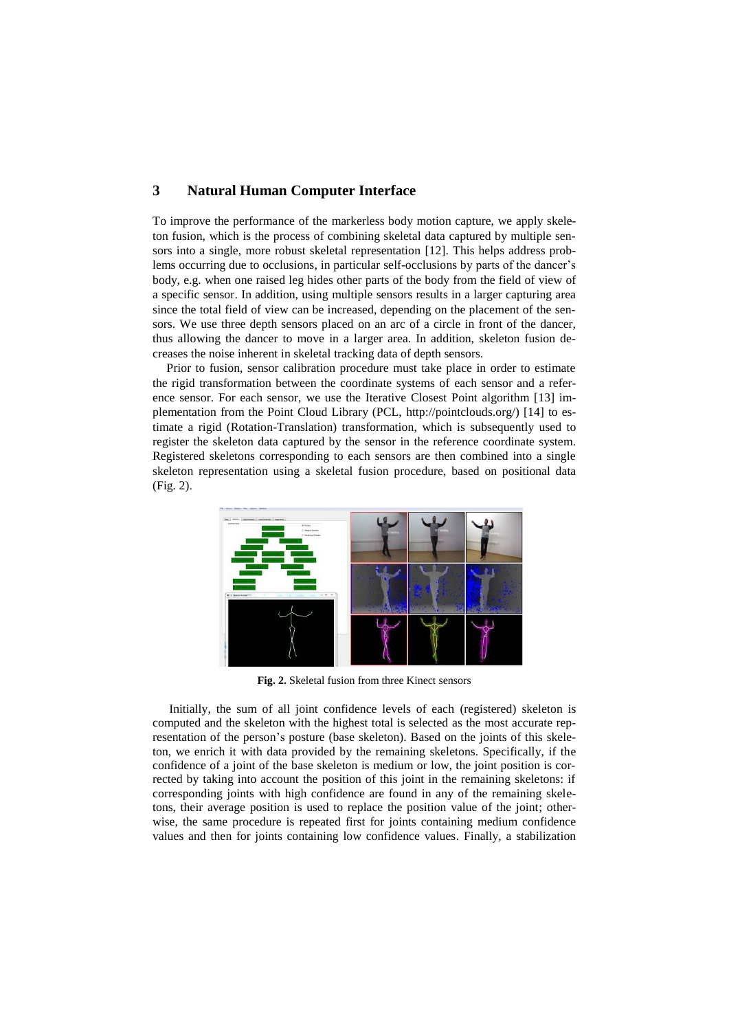## 3 Natural Human Computer Interface

To improve the performance of the markerless body motion capture, we apply skeleton fusion, which is the process of combining skeletal data captured by multiple sensors into a single, more robust skeletal representation [12]. This helps address problems occurring due to occlusions, in particular self-occlusions by parts of the dancer's body, e.g. when one raised leg hides other parts of the body from the field of view of a specific sensor. In addition, using multiple sensors results in a larger capturing area since the total field of view can be increased, depending on the placement of the sensors. We use three depth sensors placed on an arc of a circle in front of the dancer, thus allowing the dancer to move in a larger area. In addition, skeleton fusion decreases the noise inherent in skeletal tracking data of depth sensors.

Prior to fusion, sensor calibration procedure must take place in order to estimate the rigid transformation between the coordinate systems of each sensor and a reference sensor. For each sensor, we use the Iterative Closest Point algorithm [13] implementation from the Point Cloud Library (PCL, http://pointclouds.org/) [14] to estimate a rigid (Rotation-Translation) transformation, which is subsequently used to register the skeleton data captured by the sensor in the reference coordinate system. Registered skeletons corresponding to each sensors are then combined into a single skeleton representation using a skeletal fusion procedure, based on positional data (Fig. 2).

**Fig. 2.** Skeletal fusion from three Kinect sensors

Initially, the sum of all joint confidence levels of each (registered) skeleton is computed and the skeleton with the highest total is selected as the most accurate representation of the person's posture (base skeleton). Based on the joints of this skeleton, we enrich it with data provided by the remaining skeletons. Specifically, if the confidence of a joint of the base skeleton is medium or low, the joint position is corrected by taking into account the position of this joint in the remaining skeletons: if corresponding joints with high confidence are found in any of the remaining skeletons, their average position is used to replace the position value of the joint; otherwise, the same procedure is repeated first for joints containing medium confidence values and then for joints containing low confidence values. Finally, a stabilization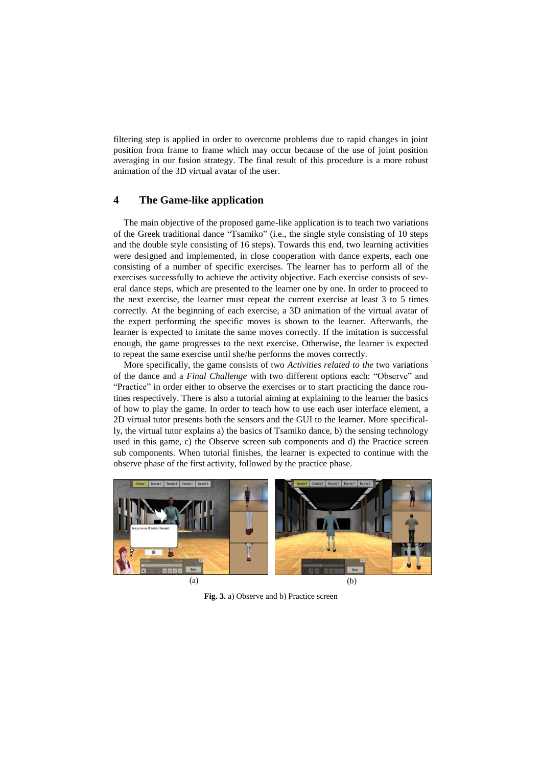filtering step is applied in order to overcome problems due to rapid changes in joint position from frame to frame which may occur because of the use of joint position averaging in our fusion strategy. The final result of this procedure is a more robust animation of the 3D virtual avatar of the user.

## 4 The Game-like application

The main objective of the proposed game-like application is to teach two variations of the Greek traditional dance "Tsamiko" (i.e., the single style consisting of 10 steps and the double style consisting of 16 steps). Towards this end, two learning activities were designed and implemented, in close cooperation with dance experts, each one consisting of a number of specific exercises. The learner has to perform all of the exercises successfully to achieve the activity objective. Each exercise consists of several dance steps, which are presented to the learner one by one. In order to proceed to the next exercise, the learner must repeat the current exercise at least 3 to 5 times correctly. At the beginning of each exercise, a 3D animation of the virtual avatar of the expert performing the specific moves is shown to the learner. Afterwards, the learner is expected to imitate the same moves correctly. If the imitation is successful enough, the game progresses to the next exercise. Otherwise, the learner is expected to repeat the same exercise until she/he performs the moves correctly.

More specifically, the game consists of two *Activities related to the* two variations of the dance and a *Final Challenge* with two different options each: "Observe" and "Practice" in order either to observe the exercises or to start practicing the dance routines respectively. There is also a tutorial aiming at explaining to the learner the basics of how to play the game. In order to teach how to use each user interface element, a 2D virtual tutor presents both the sensors and the GUI to the learner. More specifically, the virtual tutor explains a) the basics of Tsamiko dance, b) the sensing technology used in this game, c) the Observe screen sub components and d) the Practice screen sub components. When tutorial finishes, the learner is expected to continue with the observe phase of the first activity, followed by the practice phase.

(a) (b)

**Fig. 3.** a) Observe and b) Practice screen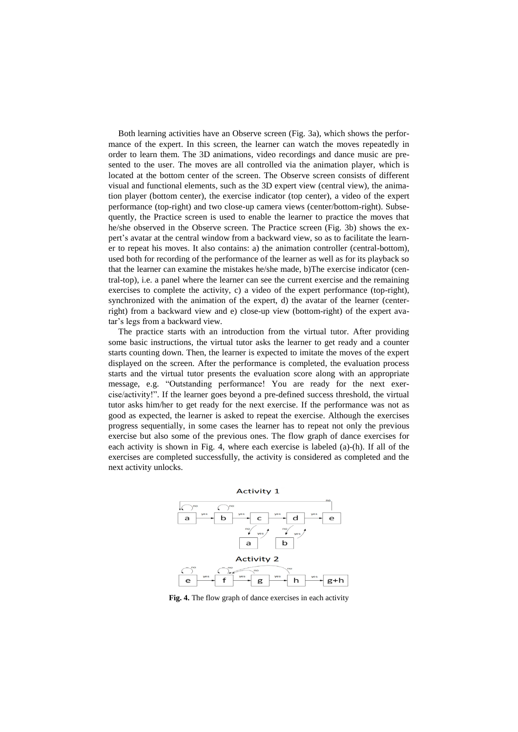Both learning activities have an Observe screen (Fig. 3a), which shows the performance of the expert. In this screen, the learner can watch the moves repeatedly in order to learn them. The 3D animations, video recordings and dance music are presented to the user. The moves are all controlled via the animation player, which is located at the bottom center of the screen. The Observe screen consists of different visual and functional elements, such as the 3D expert view (central view), the animation player (bottom center), the exercise indicator (top center), a video of the expert performance (top-right) and two close-up camera views (center/bottom-right). Subsequently, the Practice screen is used to enable the learner to practice the moves that he/she observed in the Observe screen. The Practice screen (Fig. 3b) shows the expert's avatar at the central window from a backward view, so as to facilitate the learner to repeat his moves. It also contains: a) the animation controller (central-bottom), used both for recording of the performance of the learner as well as for its playback so that the learner can examine the mistakes he/she made, b)The exercise indicator (central-top), i.e. a panel where the learner can see the current exercise and the remaining exercises to complete the activity, c) a video of the expert performance (top-right), synchronized with the animation of the expert, d) the avatar of the learner (center-right) from a backward view and e) close-up view (bottom-right) of the expert avatar's legs from a backward view.

The practice starts with an introduction from the virtual tutor. After providing some basic instructions, the virtual tutor asks the learner to get ready and a counter starts counting down. Then, the learner is expected to imitate the moves of the expert displayed on the screen. After the performance is completed, the evaluation process starts and the virtual tutor presents the evaluation score along with an appropriate message, e.g. "Outstanding performance! You are ready for the next exercise/activity!". If the learner goes beyond a pre-defined success threshold, the virtual tutor asks him/her to get ready for the next exercise. If the performance was not as good as expected, the learner is asked to repeat the exercise. Although the exercises progress sequentially, in some cases the learner has to repeat not only the previous exercise but also some of the previous ones. The flow graph of dance exercises for each activity is shown in Fig. 4, where each exercise is labeled (a)-(h). If all of the exercises are completed successfully, the activity is considered as completed and the next activity unlocks.

Activity 1

a, b, c, d, e, a, b, yes, no

Activity 2

e, f, g, h, g+h, yes, no

**Fig. 4.** The flow graph of dance exercises in each activity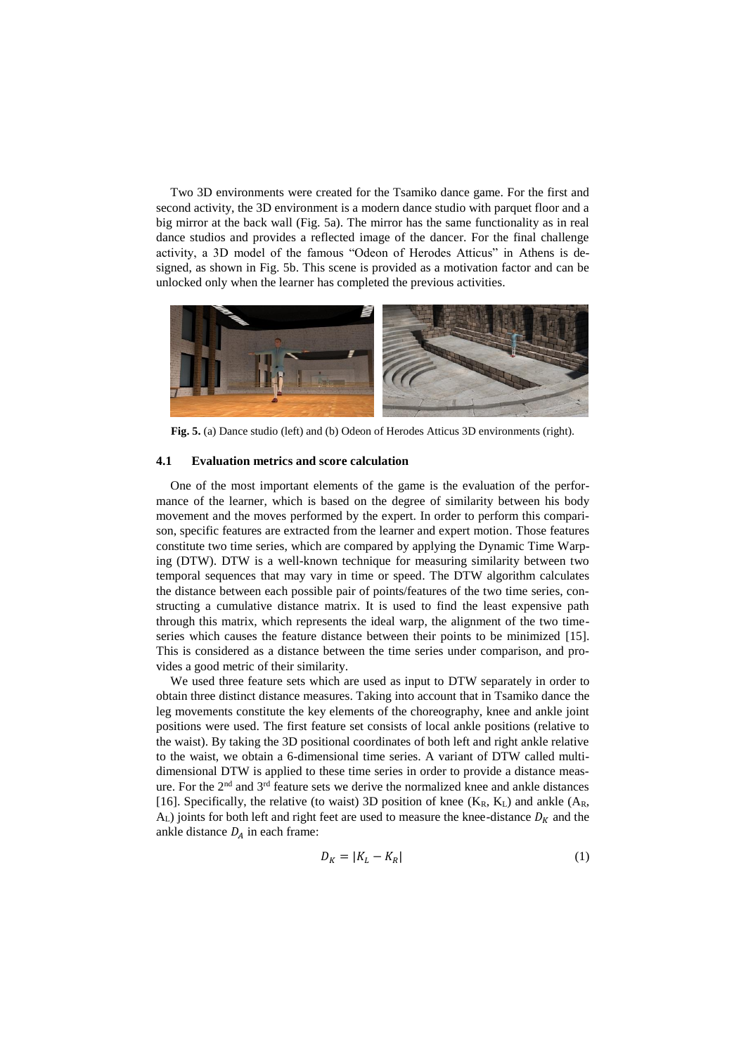Two 3D environments were created for the Tsamiko dance game. For the first and second activity, the 3D environment is a modern dance studio with parquet floor and a big mirror at the back wall (Fig. 5a). The mirror has the same functionality as in real dance studios and provides a reflected image of the dancer. For the final challenge activity, a 3D model of the famous "Odeon of Herodes Atticus" in Athens is designed, as shown in Fig. 5b. This scene is provided as a motivation factor and can be unlocked only when the learner has completed the previous activities.

**Fig. 5.** (a) Dance studio (left) and (b) Odeon of Herodes Atticus 3D environments (right).

### 4.1 Evaluation metrics and score calculation

One of the most important elements of the game is the evaluation of the performance of the learner, which is based on the degree of similarity between his body movement and the moves performed by the expert. In order to perform this comparison, specific features are extracted from the learner and expert motion. Those features constitute two time series, which are compared by applying the Dynamic Time Warping (DTW). DTW is a well-known technique for measuring similarity between two temporal sequences that may vary in time or speed. The DTW algorithm calculates the distance between each possible pair of points/features of the two time series, constructing a cumulative distance matrix. It is used to find the least expensive path through this matrix, which represents the ideal warp, the alignment of the two time-series which causes the feature distance between their points to be minimized [15]. This is considered as a distance between the time series under comparison, and provides a good metric of their similarity.

We used three feature sets which are used as input to DTW separately in order to obtain three distinct distance measures. Taking into account that in Tsamiko dance the leg movements constitute the key elements of the choreography, knee and ankle joint positions were used. The first feature set consists of local ankle positions (relative to the waist). By taking the 3D positional coordinates of both left and right ankle relative to the waist, we obtain a 6-dimensional time series. A variant of DTW called multi-dimensional DTW is applied to these time series in order to provide a distance measure. For the 2nd and 3rd feature sets we derive the normalized knee and ankle distances [16]. Specifically, the relative (to waist) 3D position of knee ($K_R$, $K_L$) and ankle ($A_R$, $A_L$) joints for both left and right feet are used to measure the knee-distance $D_K$ and the ankle distance $D_A$ in each frame:

$$D_K = |K_L - K_R| \tag{1}$$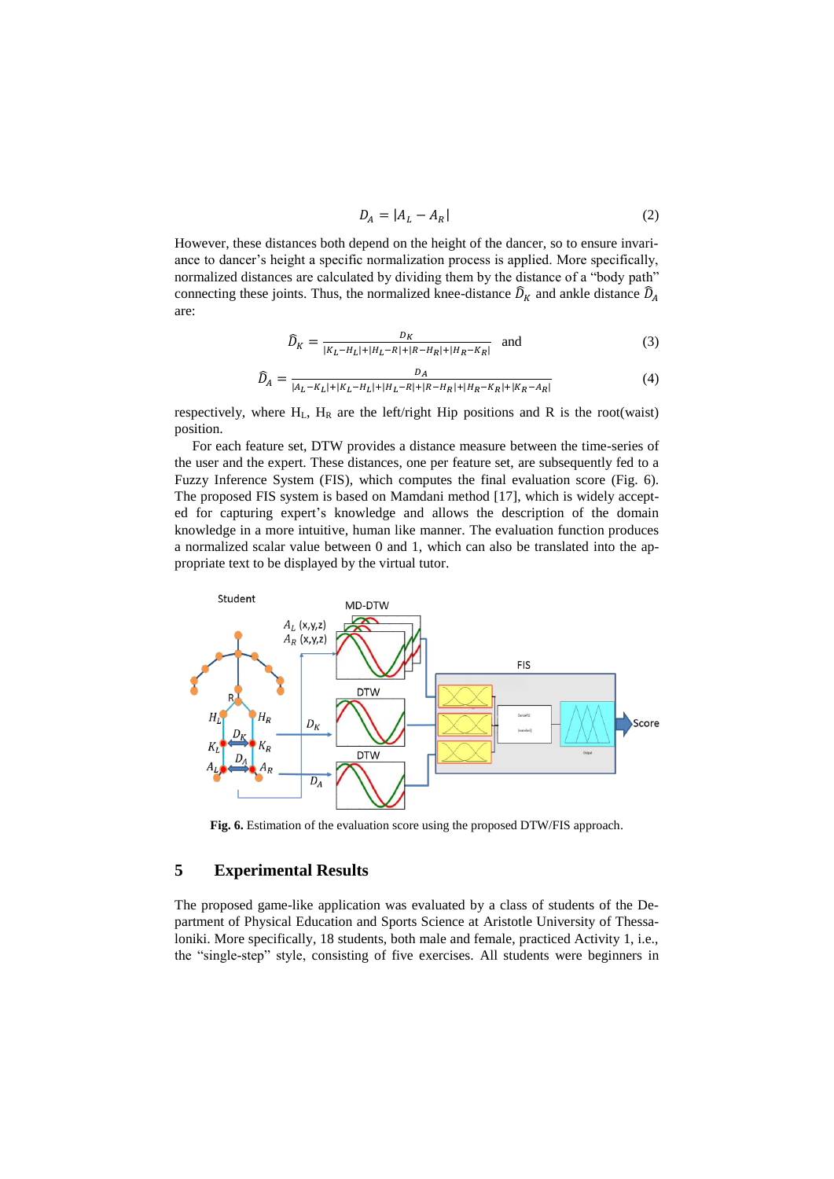$$D_A = |A_L - A_R| \tag{2}$$

However, these distances both depend on the height of the dancer, so to ensure invariance to dancer's height a specific normalization process is applied. More specifically, normalized distances are calculated by dividing them by the distance of a "body path" connecting these joints. Thus, the normalized knee-distance $\widehat{D}_K$ and ankle distance $\widehat{D}_A$ are:

$$\widehat{D}_K = \frac{D_K}{|K_L - H_L| + |H_L - R| + |R - H_R| + |H_R - K_R|} \quad \text{and} \tag{3}$$

$$\widehat{D}_A = \frac{D_A}{|A_L - K_L| + |K_L - H_L| + |H_L - R| + |R - H_R| + |H_R - K_R| + |K_R - A_R|} \tag{4}$$

respectively, where $H_L$, $H_R$ are the left/right Hip positions and R is the root(waist) position.

For each feature set, DTW provides a distance measure between the time-series of the user and the expert. These distances, one per feature set, are subsequently fed to a Fuzzy Inference System (FIS), which computes the final evaluation score (Fig. 6). The proposed FIS system is based on Mamdani method [17], which is widely accepted for capturing expert's knowledge and allows the description of the domain knowledge in a more intuitive, human like manner. The evaluation function produces a normalized scalar value between 0 and 1, which can also be translated into the appropriate text to be displayed by the virtual tutor.

**Fig. 6.** Estimation of the evaluation score using the proposed DTW/FIS approach.

## 5 Experimental Results

The proposed game-like application was evaluated by a class of students of the Department of Physical Education and Sports Science at Aristotle University of Thessaloniki. More specifically, 18 students, both male and female, practiced Activity 1, i.e., the "single-step" style, consisting of five exercises. All students were beginners in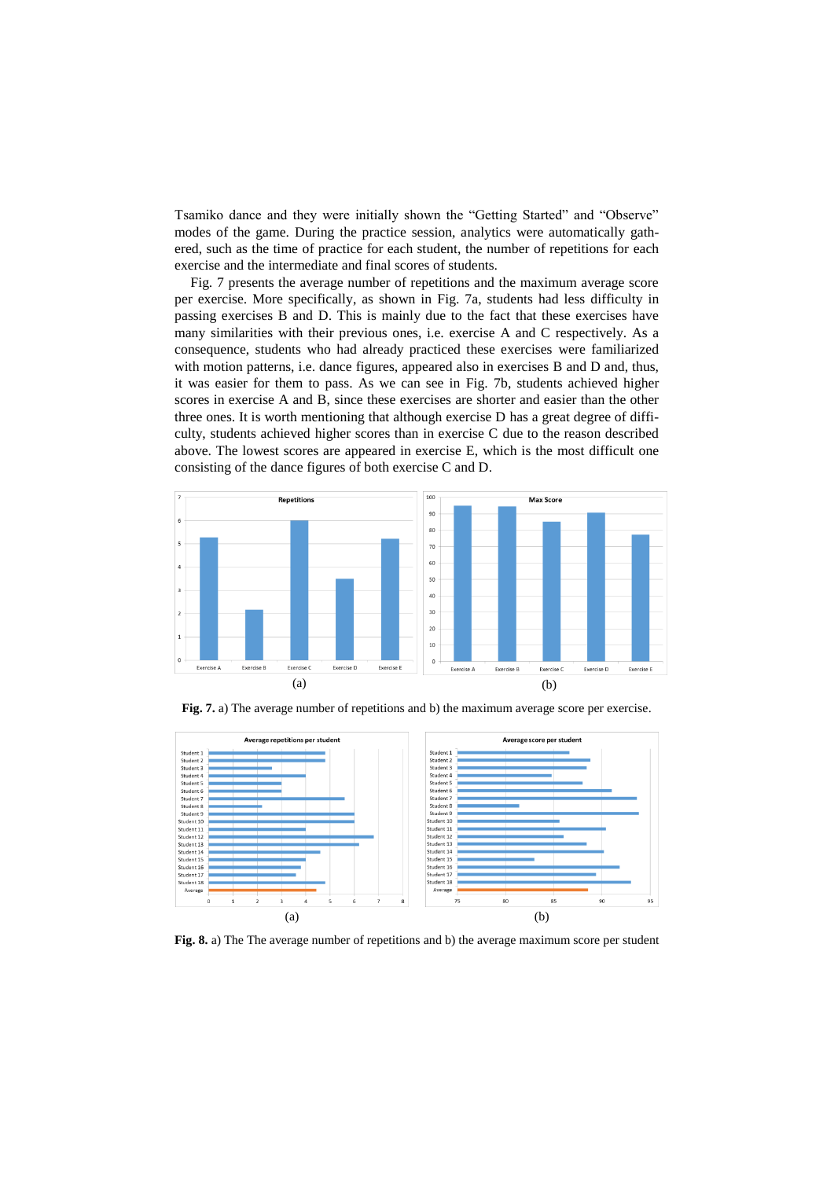Tsamiko dance and they were initially shown the "Getting Started" and "Observe" modes of the game. During the practice session, analytics were automatically gathered, such as the time of practice for each student, the number of repetitions for each exercise and the intermediate and final scores of students.

Fig. 7 presents the average number of repetitions and the maximum average score per exercise. More specifically, as shown in Fig. 7a, students had less difficulty in passing exercises B and D. This is mainly due to the fact that these exercises have many similarities with their previous ones, i.e. exercise A and C respectively. As a consequence, students who had already practiced these exercises were familiarized with motion patterns, i.e. dance figures, appeared also in exercises B and D and, thus, it was easier for them to pass. As we can see in Fig. 7b, students achieved higher scores in exercise A and B, since these exercises are shorter and easier than the other three ones. It is worth mentioning that although exercise D has a great degree of difficulty, students achieved higher scores than in exercise C due to the reason described above. The lowest scores are appeared in exercise E, which is the most difficult one consisting of the dance figures of both exercise C and D.

**Fig. 7.** a) The average number of repetitions and b) the maximum average score per exercise.

**Fig. 8.** a) The The average number of repetitions and b) the average maximum score per student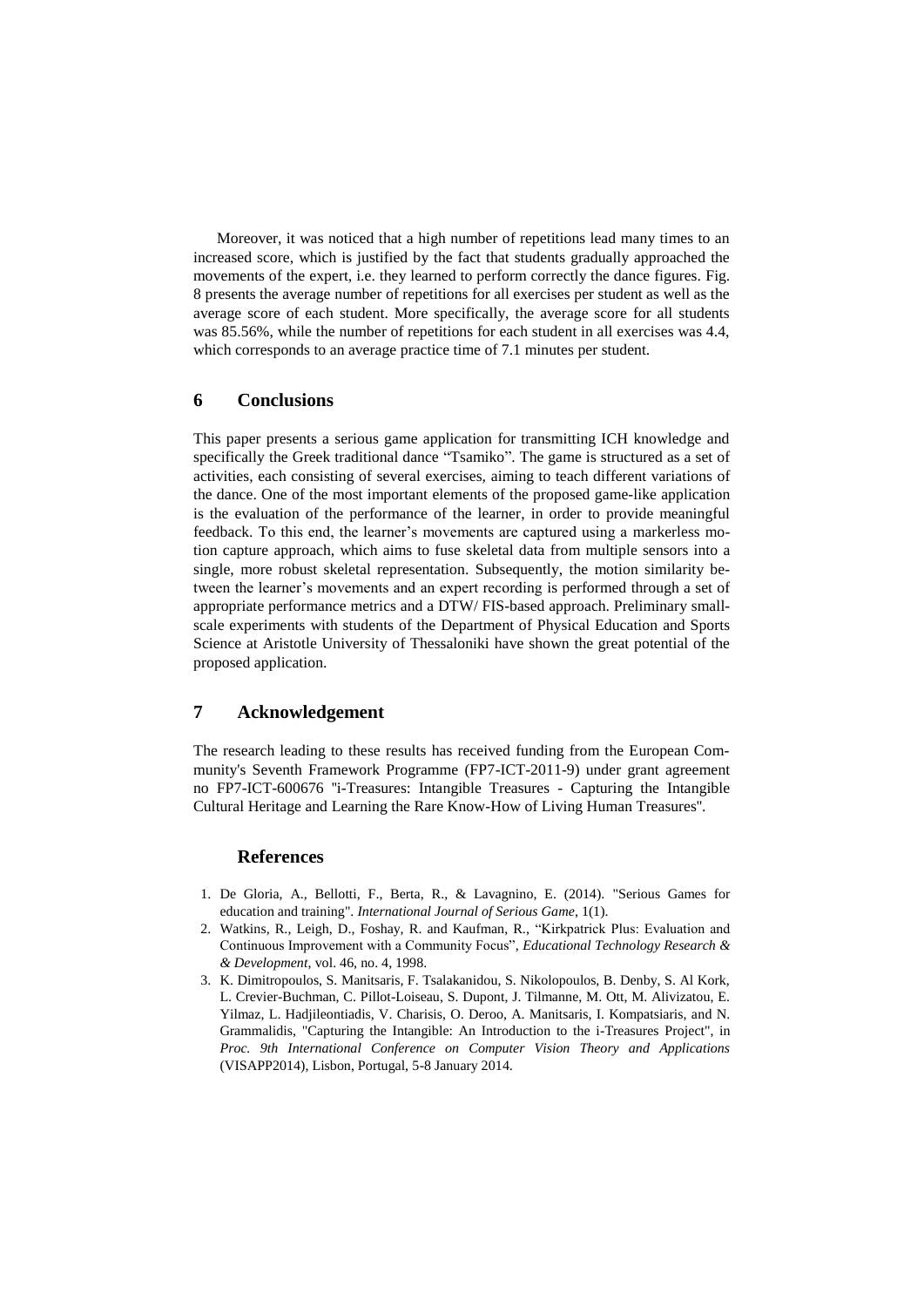Moreover, it was noticed that a high number of repetitions lead many times to an increased score, which is justified by the fact that students gradually approached the movements of the expert, i.e. they learned to perform correctly the dance figures. Fig. 8 presents the average number of repetitions for all exercises per student as well as the average score of each student. More specifically, the average score for all students was 85.56%, while the number of repetitions for each student in all exercises was 4.4, which corresponds to an average practice time of 7.1 minutes per student.

## 6 Conclusions

This paper presents a serious game application for transmitting ICH knowledge and specifically the Greek traditional dance "Tsamiko". The game is structured as a set of activities, each consisting of several exercises, aiming to teach different variations of the dance. One of the most important elements of the proposed game-like application is the evaluation of the performance of the learner, in order to provide meaningful feedback. To this end, the learner's movements are captured using a markerless motion capture approach, which aims to fuse skeletal data from multiple sensors into a single, more robust skeletal representation. Subsequently, the motion similarity between the learner's movements and an expert recording is performed through a set of appropriate performance metrics and a DTW/ FIS-based approach. Preliminary small-scale experiments with students of the Department of Physical Education and Sports Science at Aristotle University of Thessaloniki have shown the great potential of the proposed application.

## 7 Acknowledgement

The research leading to these results has received funding from the European Community's Seventh Framework Programme (FP7-ICT-2011-9) under grant agreement no FP7-ICT-600676 "i-Treasures: Intangible Treasures - Capturing the Intangible Cultural Heritage and Learning the Rare Know-How of Living Human Treasures".

## References

1. De Gloria, A., Bellotti, F., Berta, R., & Lavagnino, E. (2014). "Serious Games for education and training". *International Journal of Serious Game*, 1(1).
2. Watkins, R., Leigh, D., Foshay, R. and Kaufman, R., "Kirkpatrick Plus: Evaluation and Continuous Improvement with a Community Focus", *Educational Technology Research & & Development*, vol. 46, no. 4, 1998.
3. K. Dimitropoulos, S. Manitsaris, F. Tsalakanidou, S. Nikolopoulos, B. Denby, S. Al Kork, L. Crevier-Buchman, C. Pillot-Loiseau, S. Dupont, J. Tilmanne, M. Ott, M. Alivizatou, E. Yilmaz, L. Hadjileontiadis, V. Charisis, O. Deroo, A. Manitsaris, I. Kompatsiaris, and N. Grammalidis, "Capturing the Intangible: An Introduction to the i-Treasures Project", in *Proc. 9th International Conference on Computer Vision Theory and Applications* (VISAPP2014), Lisbon, Portugal, 5-8 January 2014.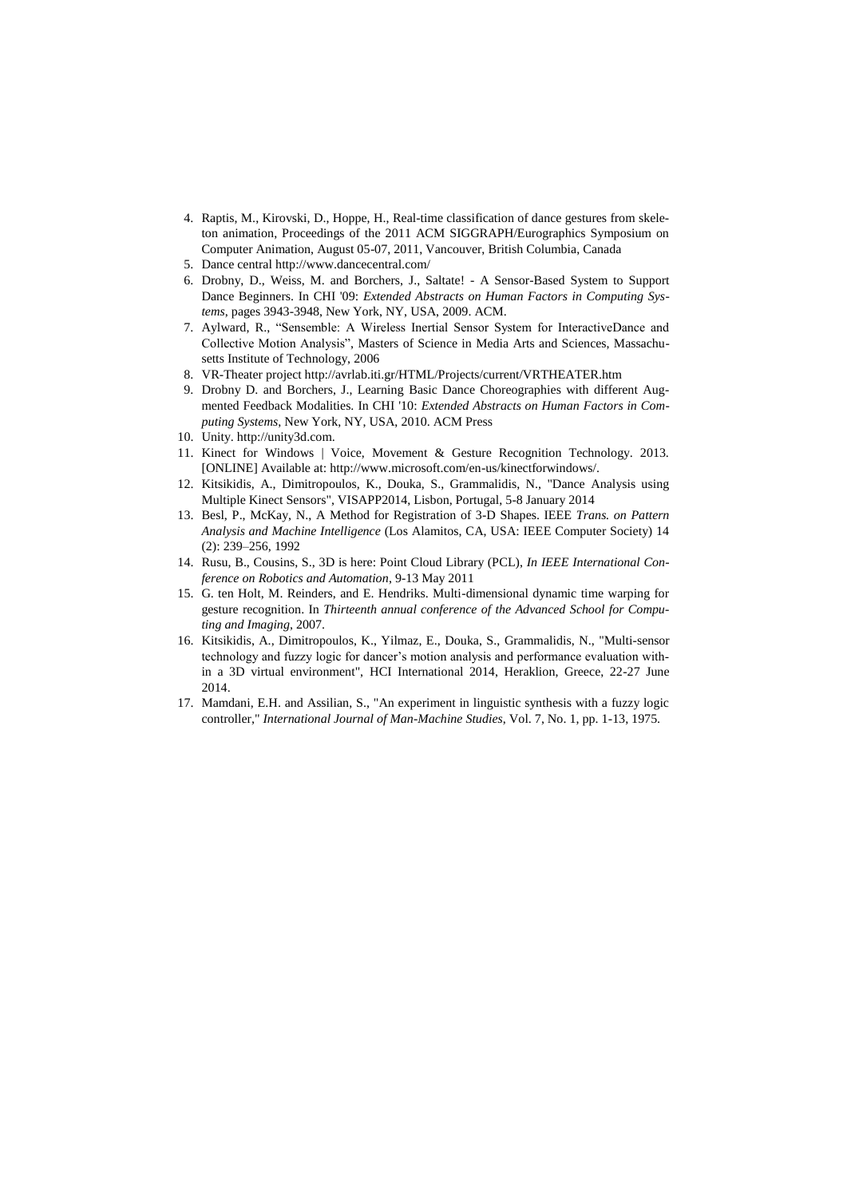4. Raptis, M., Kirovski, D., Hoppe, H., Real-time classification of dance gestures from skeleton animation, Proceedings of the 2011 ACM SIGGRAPH/Eurographics Symposium on Computer Animation, August 05-07, 2011, Vancouver, British Columbia, Canada
5. Dance central http://www.dancecentral.com/
6. Drobny, D., Weiss, M. and Borchers, J., Saltate! - A Sensor-Based System to Support Dance Beginners. In CHI '09: *Extended Abstracts on Human Factors in Computing Systems*, pages 3943-3948, New York, NY, USA, 2009. ACM.
7. Aylward, R., "Sensemble: A Wireless Inertial Sensor System for InteractiveDance and Collective Motion Analysis", Masters of Science in Media Arts and Sciences, Massachusetts Institute of Technology, 2006
8. VR-Theater project http://avrlab.iti.gr/HTML/Projects/current/VRTHEATER.htm
9. Drobny D. and Borchers, J., Learning Basic Dance Choreographies with different Augmented Feedback Modalities. In CHI '10: *Extended Abstracts on Human Factors in Computing Systems*, New York, NY, USA, 2010. ACM Press
10. Unity. http://unity3d.com.
11. Kinect for Windows | Voice, Movement & Gesture Recognition Technology. 2013. [ONLINE] Available at: http://www.microsoft.com/en-us/kinectforwindows/.
12. Kitsikidis, A., Dimitropoulos, K., Douka, S., Grammalidis, N., "Dance Analysis using Multiple Kinect Sensors", VISAPP2014, Lisbon, Portugal, 5-8 January 2014
13. Besl, P., McKay, N., A Method for Registration of 3-D Shapes. IEEE *Trans. on Pattern Analysis and Machine Intelligence* (Los Alamitos, CA, USA: IEEE Computer Society) 14 (2): 239–256, 1992
14. Rusu, B., Cousins, S., 3D is here: Point Cloud Library (PCL), *In IEEE International Conference on Robotics and Automation*, 9-13 May 2011
15. G. ten Holt, M. Reinders, and E. Hendriks. Multi-dimensional dynamic time warping for gesture recognition. In *Thirteenth annual conference of the Advanced School for Computing and Imaging*, 2007.
16. Kitsikidis, A., Dimitropoulos, K., Yilmaz, E., Douka, S., Grammalidis, N., "Multi-sensor technology and fuzzy logic for dancer's motion analysis and performance evaluation within a 3D virtual environment", HCI International 2014, Heraklion, Greece, 22-27 June 2014.
17. Mamdani, E.H. and Assilian, S., "An experiment in linguistic synthesis with a fuzzy logic controller," *International Journal of Man-Machine Studies*, Vol. 7, No. 1, pp. 1-13, 1975.